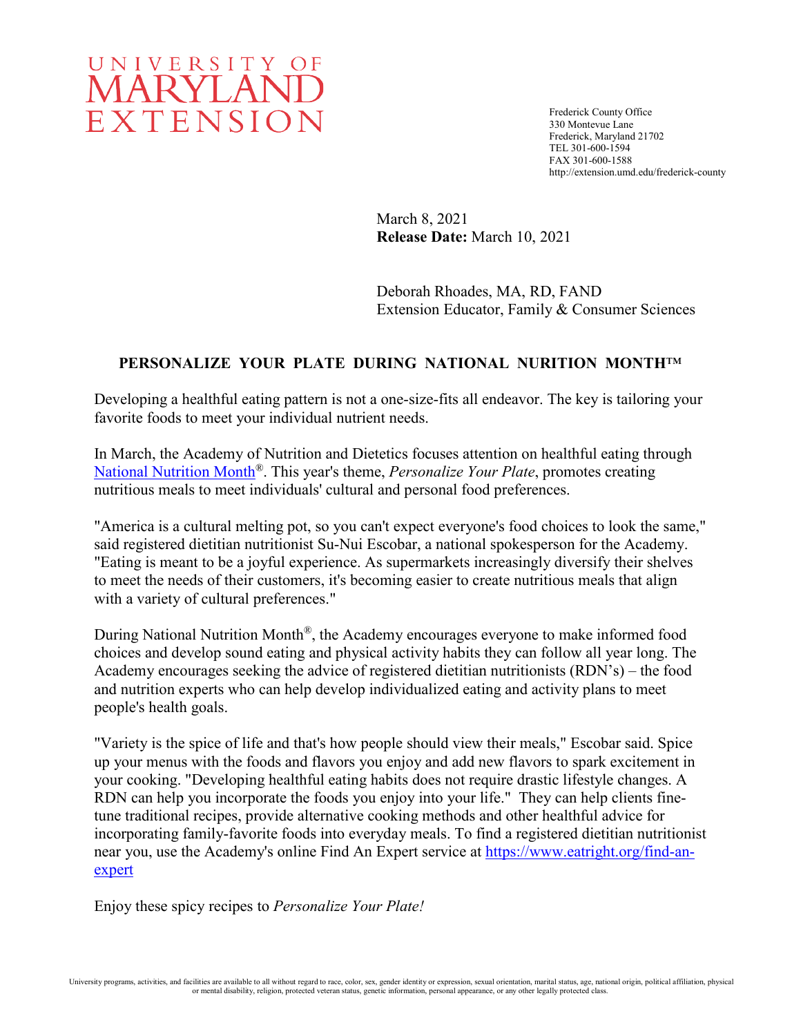UNIVERSITY OF MARYLAND EXTENSION

Frederick County Office
330 Montevue Lane
Frederick, Maryland 21702
TEL 301-600-1594
FAX 301-600-1588
http://extension.umd.edu/frederick-county

March 8, 2021
**Release Date:** March 10, 2021

Deborah Rhoades, MA, RD, FAND
Extension Educator, Family & Consumer Sciences

## PERSONALIZE YOUR PLATE DURING NATIONAL NURITION MONTH™

Developing a healthful eating pattern is not a one-size-fits all endeavor. The key is tailoring your favorite foods to meet your individual nutrient needs.

In March, the Academy of Nutrition and Dietetics focuses attention on healthful eating through National Nutrition Month®. This year's theme, *Personalize Your Plate*, promotes creating nutritious meals to meet individuals' cultural and personal food preferences.

"America is a cultural melting pot, so you can't expect everyone's food choices to look the same," said registered dietitian nutritionist Su-Nui Escobar, a national spokesperson for the Academy. "Eating is meant to be a joyful experience. As supermarkets increasingly diversify their shelves to meet the needs of their customers, it's becoming easier to create nutritious meals that align with a variety of cultural preferences."

During National Nutrition Month®, the Academy encourages everyone to make informed food choices and develop sound eating and physical activity habits they can follow all year long. The Academy encourages seeking the advice of registered dietitian nutritionists (RDN's) – the food and nutrition experts who can help develop individualized eating and activity plans to meet people's health goals.

"Variety is the spice of life and that's how people should view their meals," Escobar said. Spice up your menus with the foods and flavors you enjoy and add new flavors to spark excitement in your cooking. "Developing healthful eating habits does not require drastic lifestyle changes. A RDN can help you incorporate the foods you enjoy into your life." They can help clients fine-tune traditional recipes, provide alternative cooking methods and other healthful advice for incorporating family-favorite foods into everyday meals. To find a registered dietitian nutritionist near you, use the Academy's online Find An Expert service at https://www.eatright.org/find-an-expert

Enjoy these spicy recipes to *Personalize Your Plate!*

University programs, activities, and facilities are available to all without regard to race, color, sex, gender identity or expression, sexual orientation, marital status, age, national origin, political affiliation, physical or mental disability, religion, protected veteran status, genetic information, personal appearance, or any other legally protected class.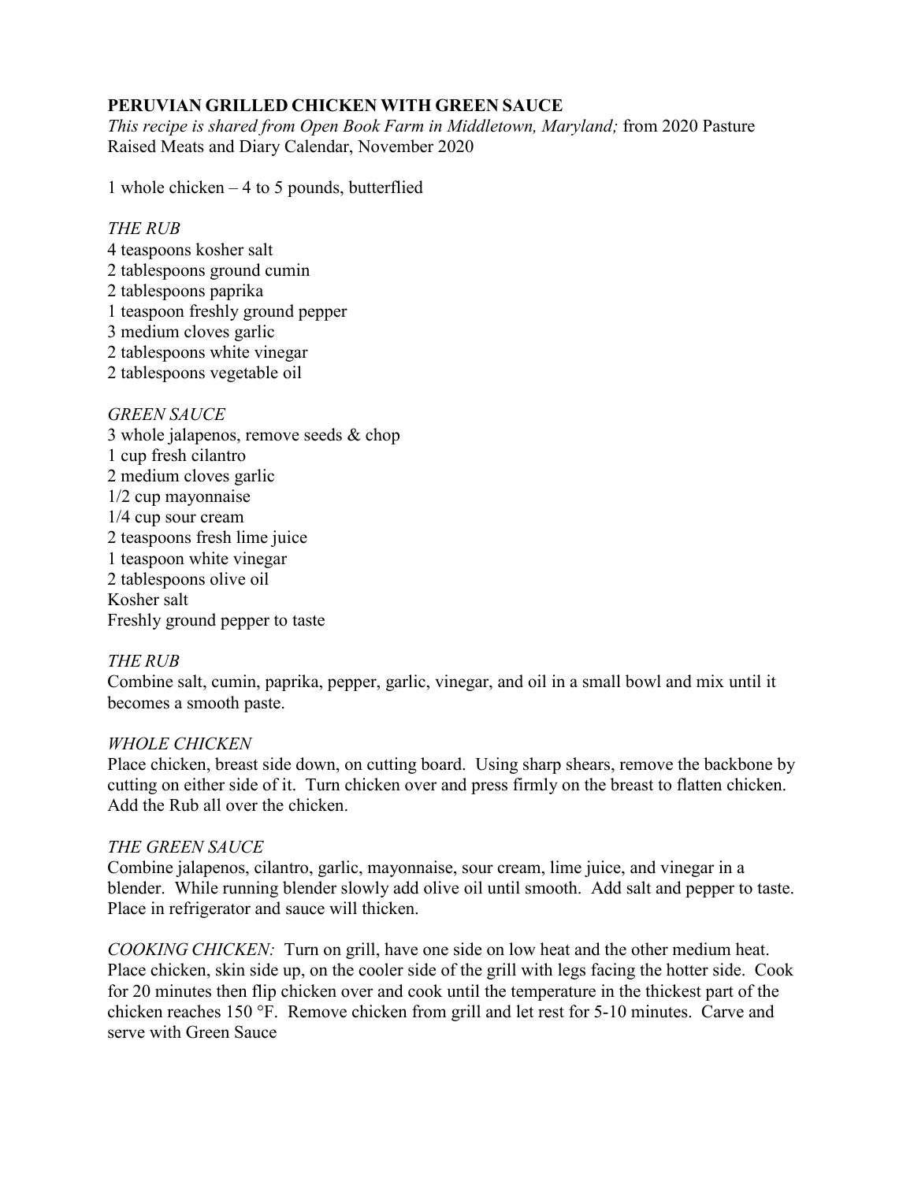**PERUVIAN GRILLED CHICKEN WITH GREEN SAUCE**

*This recipe is shared from Open Book Farm in Middletown, Maryland;* from 2020 Pasture Raised Meats and Diary Calendar, November 2020

1 whole chicken – 4 to 5 pounds, butterflied

*THE RUB*

4 teaspoons kosher salt
2 tablespoons ground cumin
2 tablespoons paprika
1 teaspoon freshly ground pepper
3 medium cloves garlic
2 tablespoons white vinegar
2 tablespoons vegetable oil

*GREEN SAUCE*

3 whole jalapenos, remove seeds & chop
1 cup fresh cilantro
2 medium cloves garlic
1/2 cup mayonnaise
1/4 cup sour cream
2 teaspoons fresh lime juice
1 teaspoon white vinegar
2 tablespoons olive oil
Kosher salt
Freshly ground pepper to taste

*THE RUB*

Combine salt, cumin, paprika, pepper, garlic, vinegar, and oil in a small bowl and mix until it becomes a smooth paste.

*WHOLE CHICKEN*

Place chicken, breast side down, on cutting board. Using sharp shears, remove the backbone by cutting on either side of it. Turn chicken over and press firmly on the breast to flatten chicken. Add the Rub all over the chicken.

*THE GREEN SAUCE*

Combine jalapenos, cilantro, garlic, mayonnaise, sour cream, lime juice, and vinegar in a blender. While running blender slowly add olive oil until smooth. Add salt and pepper to taste. Place in refrigerator and sauce will thicken.

*COOKING CHICKEN:* Turn on grill, have one side on low heat and the other medium heat. Place chicken, skin side up, on the cooler side of the grill with legs facing the hotter side. Cook for 20 minutes then flip chicken over and cook until the temperature in the thickest part of the chicken reaches 150 °F. Remove chicken from grill and let rest for 5-10 minutes. Carve and serve with Green Sauce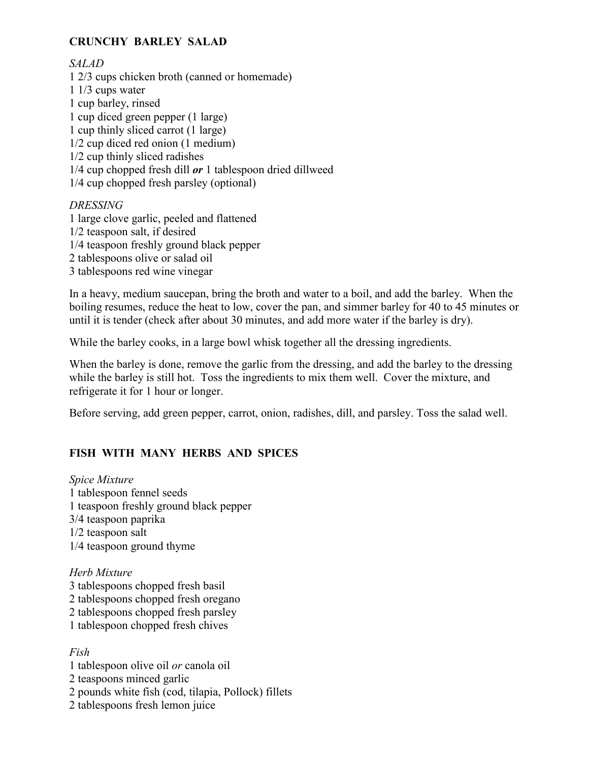## CRUNCHY BARLEY SALAD

*SALAD*

1 2/3 cups chicken broth (canned or homemade)
1 1/3 cups water
1 cup barley, rinsed
1 cup diced green pepper (1 large)
1 cup thinly sliced carrot (1 large)
1/2 cup diced red onion (1 medium)
1/2 cup thinly sliced radishes
1/4 cup chopped fresh dill ***or*** 1 tablespoon dried dillweed
1/4 cup chopped fresh parsley (optional)

*DRESSING*

1 large clove garlic, peeled and flattened
1/2 teaspoon salt, if desired
1/4 teaspoon freshly ground black pepper
2 tablespoons olive or salad oil
3 tablespoons red wine vinegar

In a heavy, medium saucepan, bring the broth and water to a boil, and add the barley. When the boiling resumes, reduce the heat to low, cover the pan, and simmer barley for 40 to 45 minutes or until it is tender (check after about 30 minutes, and add more water if the barley is dry).

While the barley cooks, in a large bowl whisk together all the dressing ingredients.

When the barley is done, remove the garlic from the dressing, and add the barley to the dressing while the barley is still hot. Toss the ingredients to mix them well. Cover the mixture, and refrigerate it for 1 hour or longer.

Before serving, add green pepper, carrot, onion, radishes, dill, and parsley. Toss the salad well.

## FISH WITH MANY HERBS AND SPICES

*Spice Mixture*

1 tablespoon fennel seeds
1 teaspoon freshly ground black pepper
3/4 teaspoon paprika
1/2 teaspoon salt
1/4 teaspoon ground thyme

*Herb Mixture*

3 tablespoons chopped fresh basil
2 tablespoons chopped fresh oregano
2 tablespoons chopped fresh parsley
1 tablespoon chopped fresh chives

*Fish*

1 tablespoon olive oil *or* canola oil
2 teaspoons minced garlic
2 pounds white fish (cod, tilapia, Pollock) fillets
2 tablespoons fresh lemon juice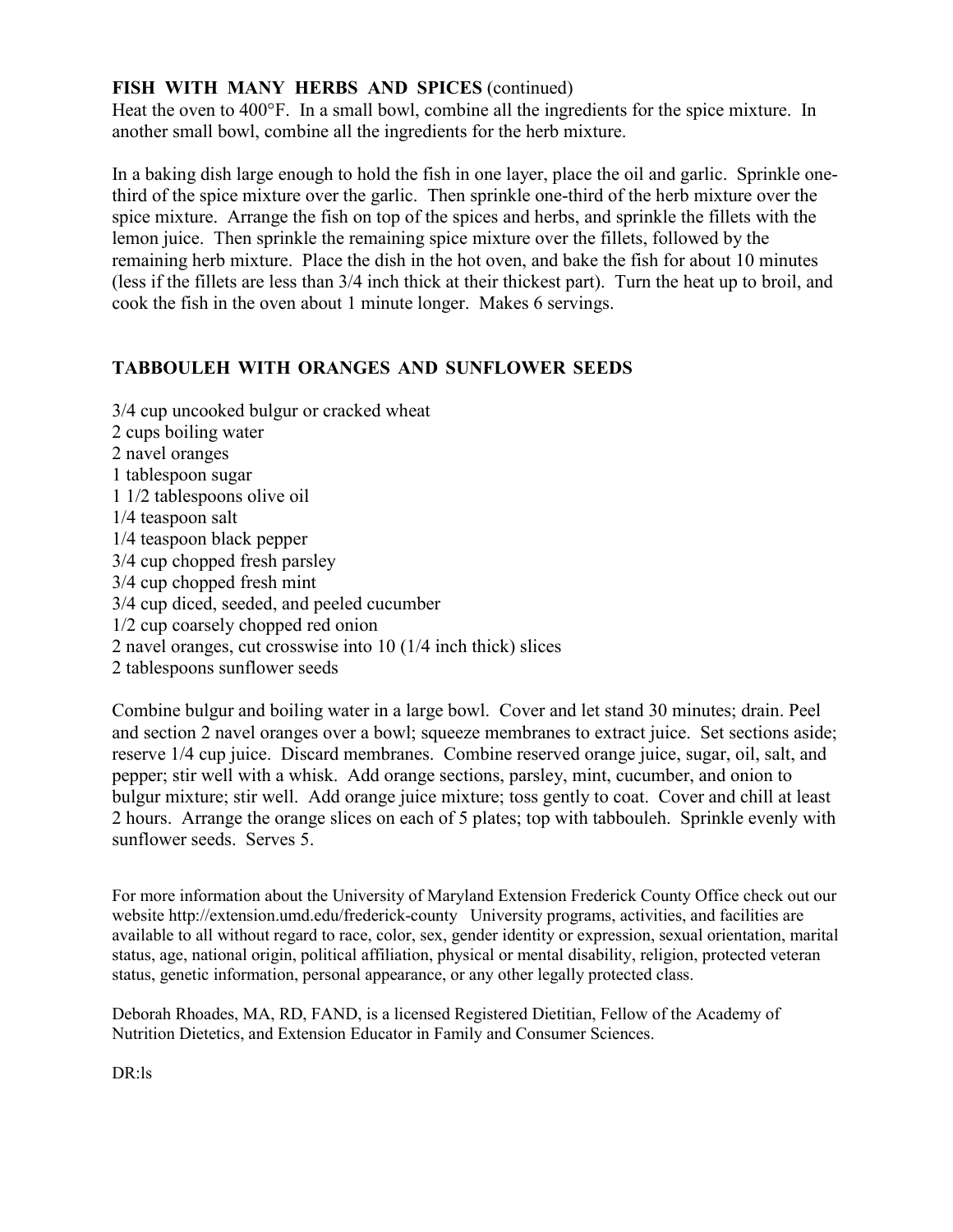**FISH WITH MANY HERBS AND SPICES** (continued)

Heat the oven to 400°F. In a small bowl, combine all the ingredients for the spice mixture. In another small bowl, combine all the ingredients for the herb mixture.

In a baking dish large enough to hold the fish in one layer, place the oil and garlic. Sprinkle one-third of the spice mixture over the garlic. Then sprinkle one-third of the herb mixture over the spice mixture. Arrange the fish on top of the spices and herbs, and sprinkle the fillets with the lemon juice. Then sprinkle the remaining spice mixture over the fillets, followed by the remaining herb mixture. Place the dish in the hot oven, and bake the fish for about 10 minutes (less if the fillets are less than 3/4 inch thick at their thickest part). Turn the heat up to broil, and cook the fish in the oven about 1 minute longer. Makes 6 servings.

## TABBOULEH WITH ORANGES AND SUNFLOWER SEEDS

3/4 cup uncooked bulgur or cracked wheat
2 cups boiling water
2 navel oranges
1 tablespoon sugar
1 1/2 tablespoons olive oil
1/4 teaspoon salt
1/4 teaspoon black pepper
3/4 cup chopped fresh parsley
3/4 cup chopped fresh mint
3/4 cup diced, seeded, and peeled cucumber
1/2 cup coarsely chopped red onion
2 navel oranges, cut crosswise into 10 (1/4 inch thick) slices
2 tablespoons sunflower seeds

Combine bulgur and boiling water in a large bowl. Cover and let stand 30 minutes; drain. Peel and section 2 navel oranges over a bowl; squeeze membranes to extract juice. Set sections aside; reserve 1/4 cup juice. Discard membranes. Combine reserved orange juice, sugar, oil, salt, and pepper; stir well with a whisk. Add orange sections, parsley, mint, cucumber, and onion to bulgur mixture; stir well. Add orange juice mixture; toss gently to coat. Cover and chill at least 2 hours. Arrange the orange slices on each of 5 plates; top with tabbouleh. Sprinkle evenly with sunflower seeds. Serves 5.

For more information about the University of Maryland Extension Frederick County Office check out our website http://extension.umd.edu/frederick-county University programs, activities, and facilities are available to all without regard to race, color, sex, gender identity or expression, sexual orientation, marital status, age, national origin, political affiliation, physical or mental disability, religion, protected veteran status, genetic information, personal appearance, or any other legally protected class.

Deborah Rhoades, MA, RD, FAND, is a licensed Registered Dietitian, Fellow of the Academy of Nutrition Dietetics, and Extension Educator in Family and Consumer Sciences.

DR:ls